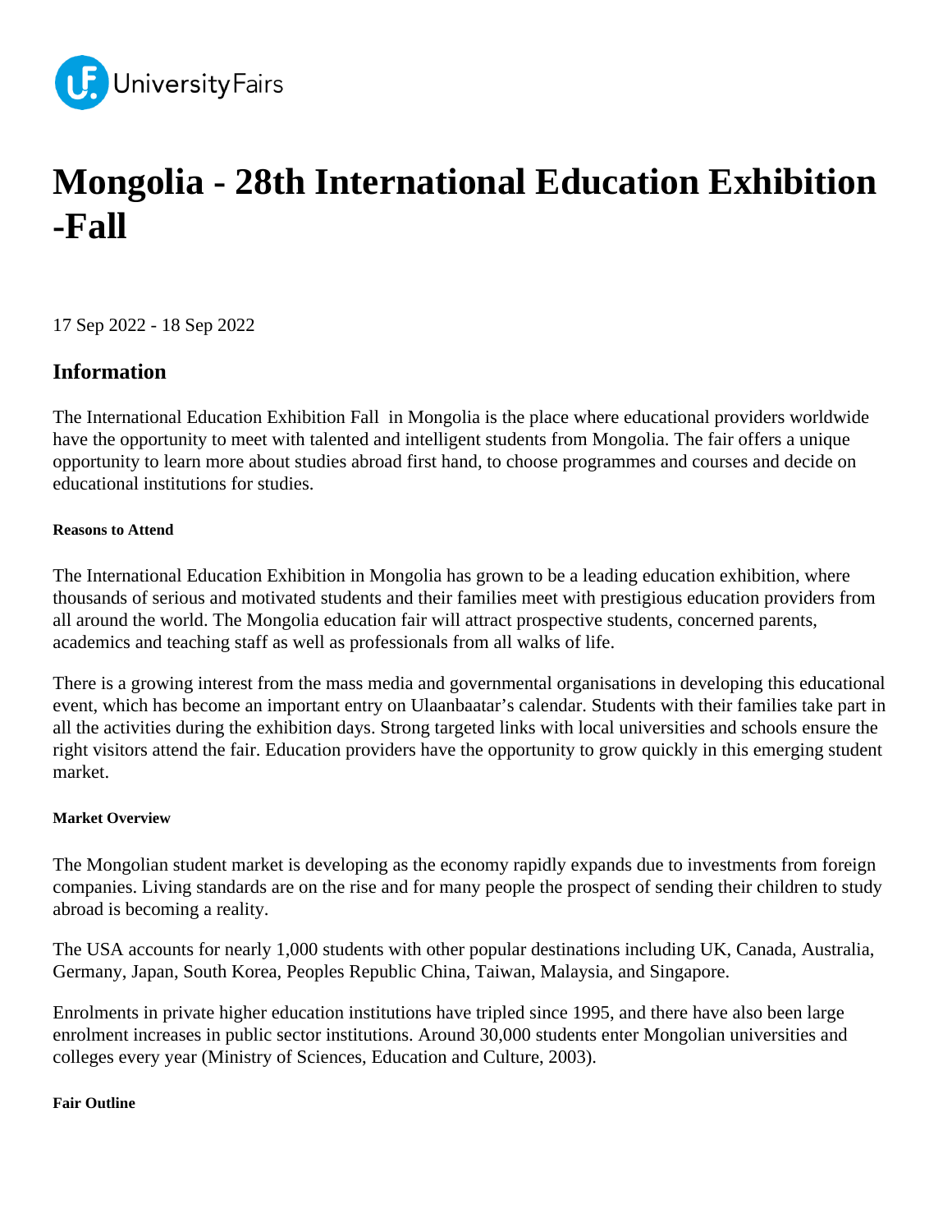# Mongolia - 28th International Education Exhibition -Fall

17 Sep 2022 - 18 Sep 2022

## Information

The International Education Exhibition Fall in Mongolia is the place where educational providers worldwide have the opportunity to meet with talented and intelligent students from Mongolia. The fair offers a unique opportunity to learn more about studies abroad first hand, to choose programmes and courses and decide on educational institutions for studies.

##### Reasons to Attend

The International Education Exhibition in Mongolia has grown to be a leading education exhibition, where thousands of serious and motivated students and their families meet with prestigious education providers from all around the world. The Mongolia education fair will attract prospective students, concerned parents, academics and teaching staff as well as professionals from all walks of life.

There is a growing interest from the mass media and governmental organisations in developing this educational event, which has become an important entry on Ulaanbaatar's calendar. Students with their families take part in all the activities during the exhibition days. Strong targeted links with local universities and schools ensure the right visitors attend the fair. Education providers have the opportunity to grow quickly in this emerging student market.

##### Market Overview

The Mongolian student market is developing as the economy rapidly expands due to investments from foreign companies. Living standards are on the rise and for many people the prospect of sending their children to study abroad is becoming a reality.

The USA accounts for nearly 1,000 students with other popular destinations including UK, Canada, Australia, Germany, Japan, South Korea, Peoples Republic China, Taiwan, Malaysia, and Singapore.

Enrolments in private higher education institutions have tripled since 1995, and there have also been large enrolment increases in public sector institutions. Around 30,000 students enter Mongolian universities and colleges every year (Ministry of Sciences, Education and Culture, 2003).

##### Fair Outline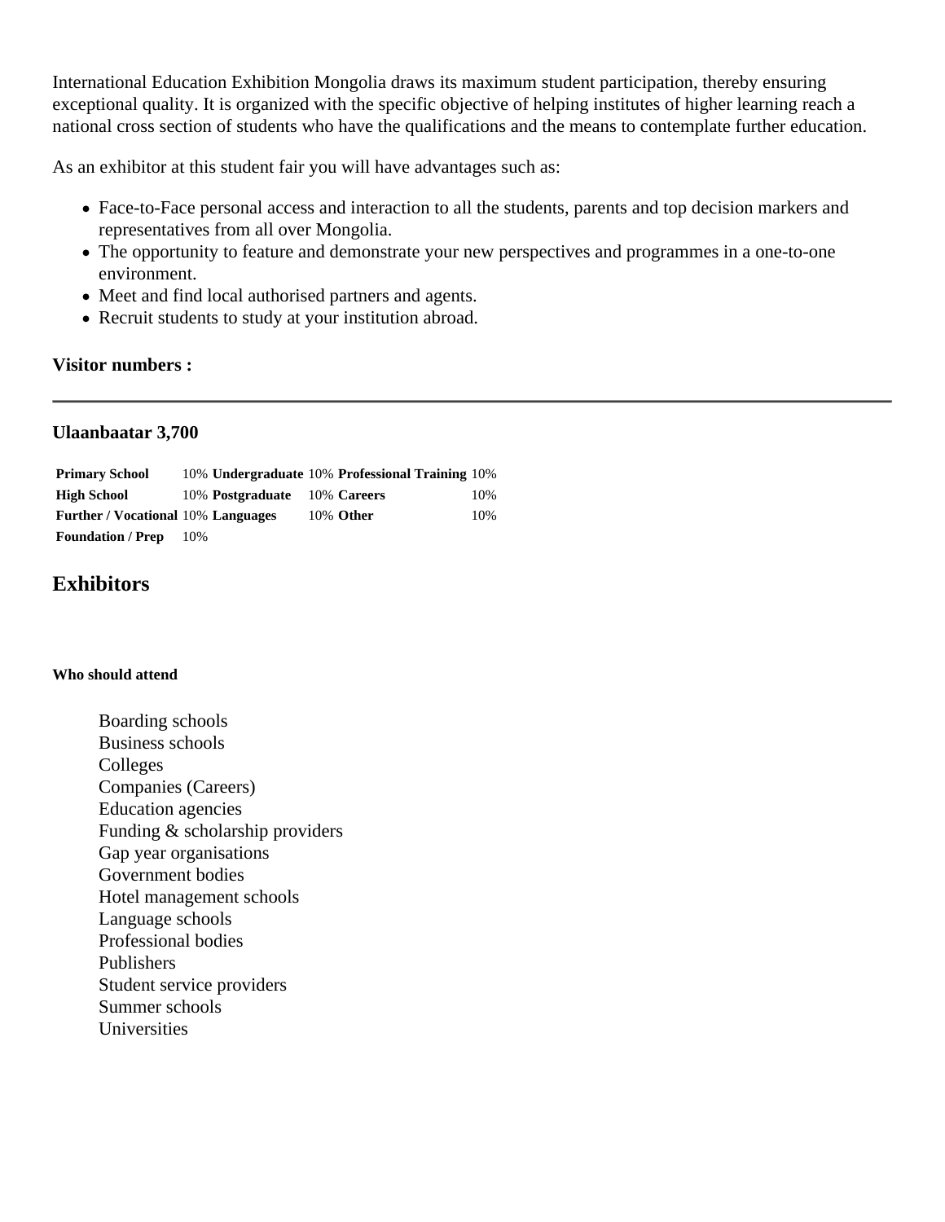International Education Exhibition Mongolia draws its maximum student participation, thereby ensuring exceptional quality. It is organized with the specific objective of helping institutes of higher learning reach a national cross section of students who have the qualifications and the means to contemplate further education.

As an exhibitor at this student fair you will have advantages such as:

- Face-to-Face personal access and interaction to all the students, parents and top decision markers and representatives from all over Mongolia.
- The opportunity to feature and demonstrate your new perspectives and programmes in a one-to-one environment.
- Meet and find local authorised partners and agents.
- Recruit students to study at your institution abroad.

**Visitor numbers :**

---

**Ulaanbaatar 3,700**

| | | | | | |
|---|---|---|---|---|---|
| **Primary School** | 10% | **Undergraduate** | 10% | **Professional Training** | 10% |
| **High School** | 10% | **Postgraduate** | 10% | **Careers** | 10% |
| **Further / Vocational** | 10% | **Languages** | 10% | **Other** | 10% |
| **Foundation / Prep** | 10% | | | | |

## Exhibitors

**Who should attend**

Boarding schools
Business schools
Colleges
Companies (Careers)
Education agencies
Funding & scholarship providers
Gap year organisations
Government bodies
Hotel management schools
Language schools
Professional bodies
Publishers
Student service providers
Summer schools
Universities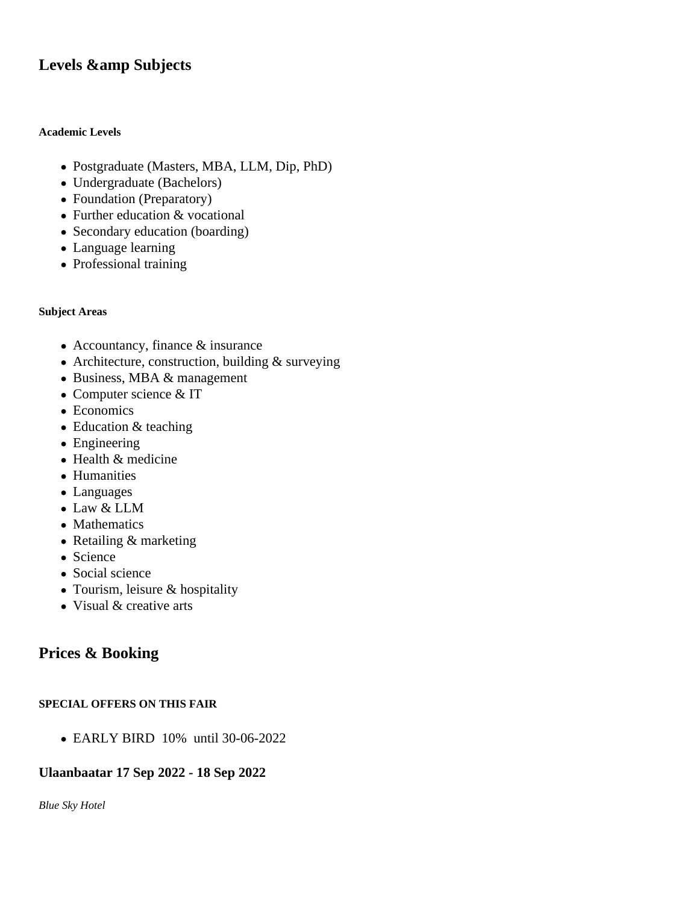## Levels &amp Subjects

##### Academic Levels

- Postgraduate (Masters, MBA, LLM, Dip, PhD)
- Undergraduate (Bachelors)
- Foundation (Preparatory)
- Further education & vocational
- Secondary education (boarding)
- Language learning
- Professional training

##### Subject Areas

- Accountancy, finance & insurance
- Architecture, construction, building & surveying
- Business, MBA & management
- Computer science & IT
- Economics
- Education & teaching
- Engineering
- Health & medicine
- Humanities
- Languages
- Law & LLM
- Mathematics
- Retailing & marketing
- Science
- Social science
- Tourism, leisure & hospitality
- Visual & creative arts

## Prices & Booking

##### SPECIAL OFFERS ON THIS FAIR

- EARLY BIRD 10% until 30-06-2022

#### Ulaanbaatar 17 Sep 2022 - 18 Sep 2022

*Blue Sky Hotel*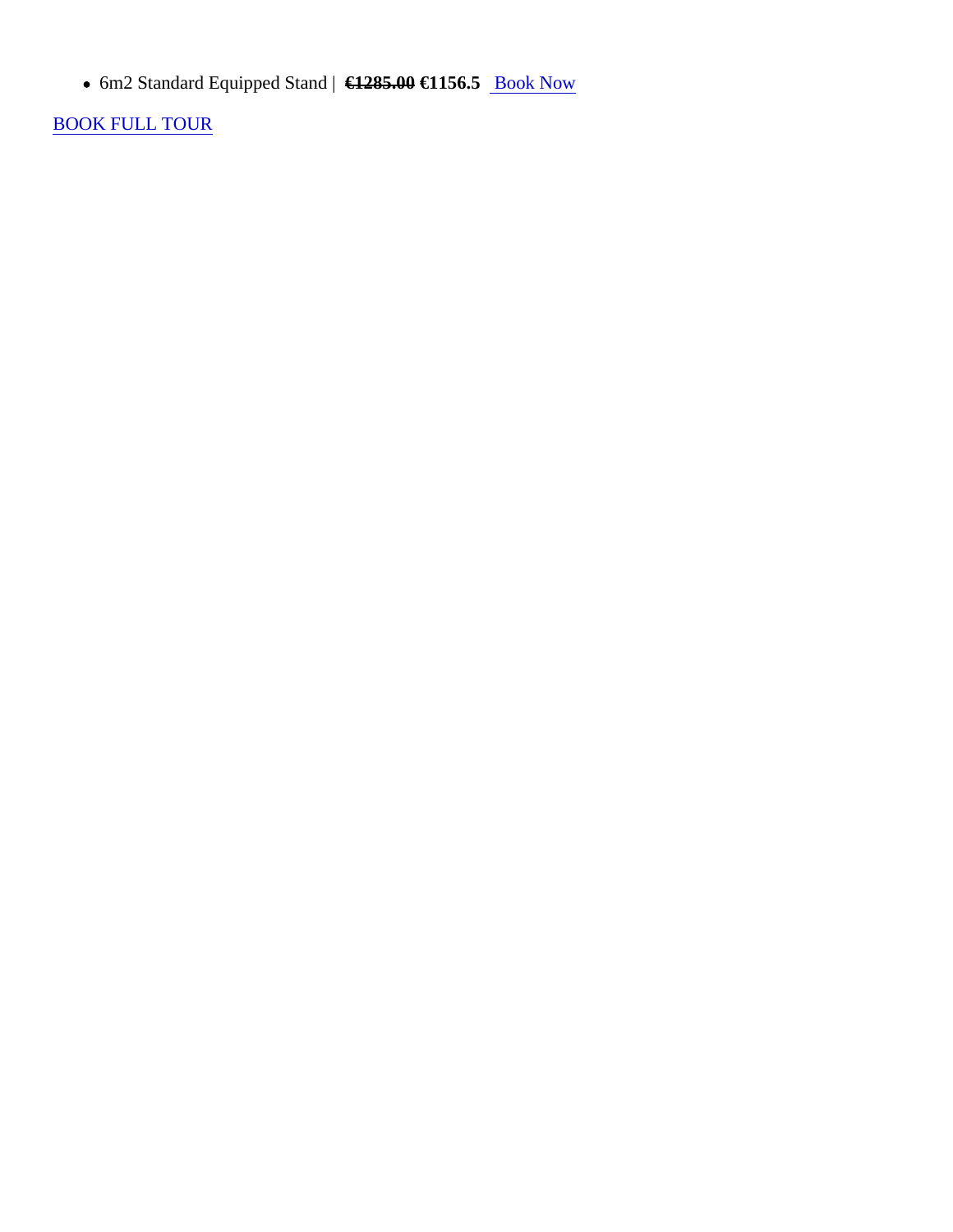- 6m2 Standard Equipped Stand | ~~**€1285.00**~~ **€1156.5** Book Now

BOOK FULL TOUR